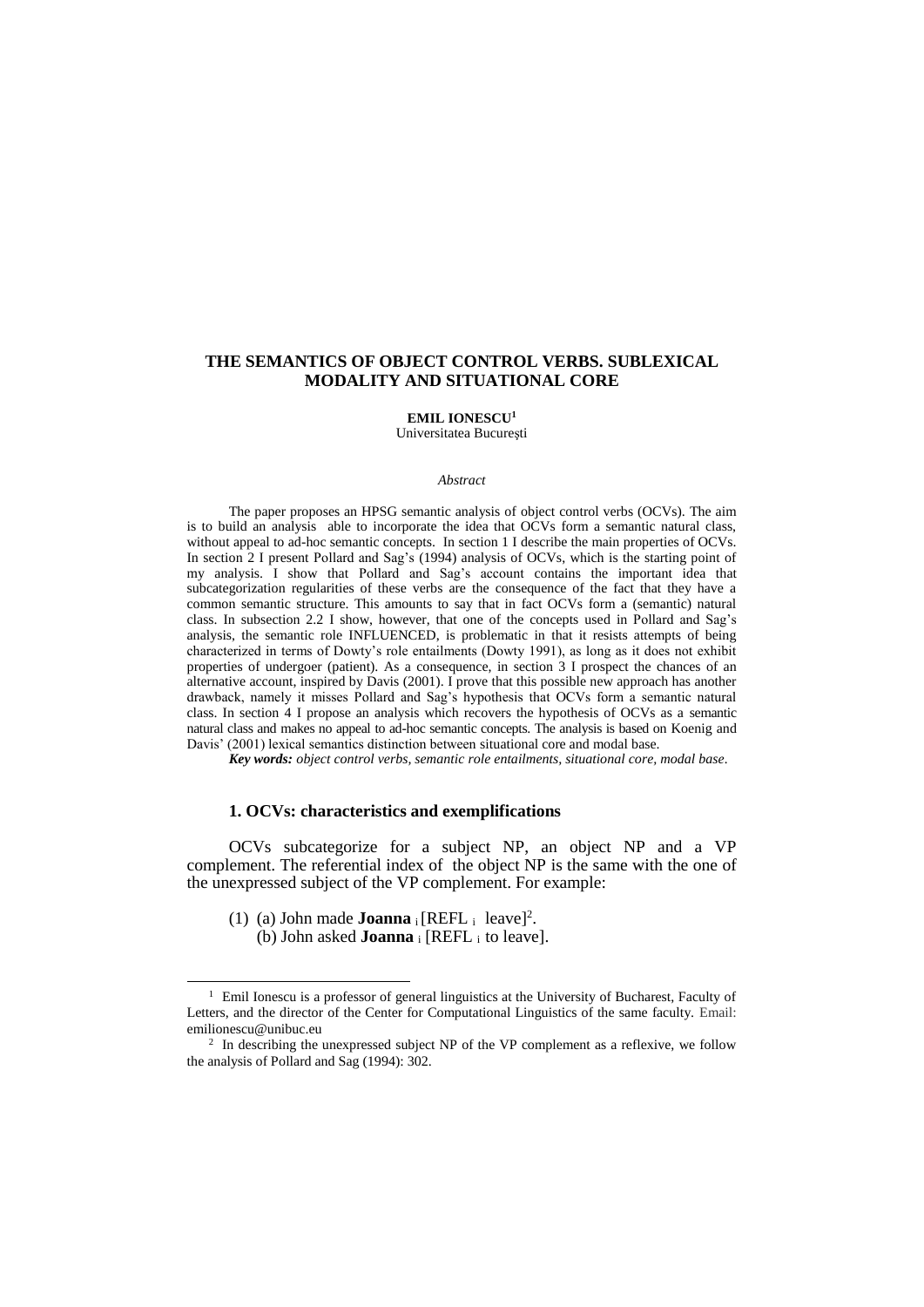# THE SEMANTICS OF OBJECT CONTROL VERBS. SUBLEXICAL MODALITY AND SITUATIONAL CORE

**EMIL IONESCU**[1]
Universitatea București

*Abstract*

The paper proposes an HPSG semantic analysis of object control verbs (OCVs). The aim is to build an analysis able to incorporate the idea that OCVs form a semantic natural class, without appeal to ad-hoc semantic concepts. In section 1 I describe the main properties of OCVs. In section 2 I present Pollard and Sag's (1994) analysis of OCVs, which is the starting point of my analysis. I show that Pollard and Sag's account contains the important idea that subcategorization regularities of these verbs are the consequence of the fact that they have a common semantic structure. This amounts to say that in fact OCVs form a (semantic) natural class. In subsection 2.2 I show, however, that one of the concepts used in Pollard and Sag's analysis, the semantic role INFLUENCED, is problematic in that it resists attempts of being characterized in terms of Dowty's role entailments (Dowty 1991), as long as it does not exhibit properties of undergoer (patient). As a consequence, in section 3 I prospect the chances of an alternative account, inspired by Davis (2001). I prove that this possible new approach has another drawback, namely it misses Pollard and Sag's hypothesis that OCVs form a semantic natural class. In section 4 I propose an analysis which recovers the hypothesis of OCVs as a semantic natural class and makes no appeal to ad-hoc semantic concepts. The analysis is based on Koenig and Davis' (2001) lexical semantics distinction between situational core and modal base.

***Key words:*** *object control verbs, semantic role entailments, situational core, modal base.*

## 1. OCVs: characteristics and exemplifications

OCVs subcategorize for a subject NP, an object NP and a VP complement. The referential index of the object NP is the same with the one of the unexpressed subject of the VP complement. For example:

(1) (a) John made **Joanna** $_i$ [REFL $_i$ leave][2].
(b) John asked **Joanna** $_i$ [REFL $_i$ to leave].

---

[1] Emil Ionescu is a professor of general linguistics at the University of Bucharest, Faculty of Letters, and the director of the Center for Computational Linguistics of the same faculty. Email: emilionescu@unibuc.eu

[2] In describing the unexpressed subject NP of the VP complement as a reflexive, we follow the analysis of Pollard and Sag (1994): 302.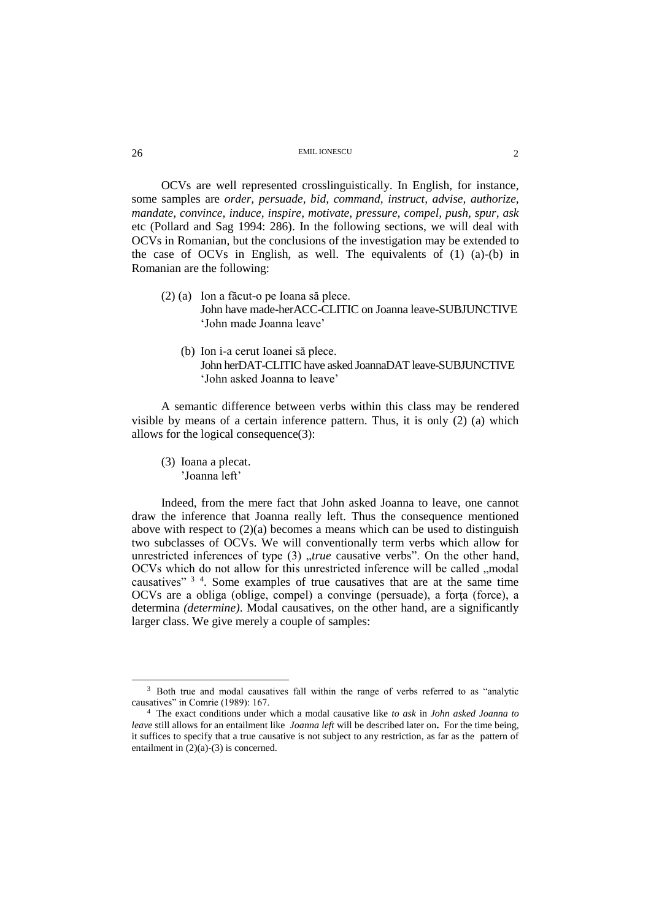OCVs are well represented crosslinguistically. In English, for instance, some samples are *order, persuade, bid, command, instruct, advise, authorize, mandate, convince, induce, inspire, motivate, pressure, compel, push, spur, ask* etc (Pollard and Sag 1994: 286). In the following sections, we will deal with OCVs in Romanian, but the conclusions of the investigation may be extended to the case of OCVs in English, as well. The equivalents of (1) (a)-(b) in Romanian are the following:

(2) (a) Ion a făcut-o pe Ioana să plece.
John have made-herACC-CLITIC on Joanna leave-SUBJUNCTIVE
'John made Joanna leave'

(b) Ion i-a cerut Ioanei să plece.
John herDAT-CLITIC have asked JoannaDAT leave-SUBJUNCTIVE
'John asked Joanna to leave'

A semantic difference between verbs within this class may be rendered visible by means of a certain inference pattern. Thus, it is only (2) (a) which allows for the logical consequence(3):

(3) Ioana a plecat.
'Joanna left'

Indeed, from the mere fact that John asked Joanna to leave, one cannot draw the inference that Joanna really left. Thus the consequence mentioned above with respect to (2)(a) becomes a means which can be used to distinguish two subclasses of OCVs. We will conventionally term verbs which allow for unrestricted inferences of type (3) „*true* causative verbs". On the other hand, OCVs which do not allow for this unrestricted inference will be called „modal causatives" [3] [4]. Some examples of true causatives that are at the same time OCVs are a obliga (oblige, compel) a convinge (persuade), a forţa (force), a determina *(determine)*. Modal causatives, on the other hand, are a significantly larger class. We give merely a couple of samples:

---

[3] Both true and modal causatives fall within the range of verbs referred to as "analytic causatives" in Comrie (1989): 167.

[4] The exact conditions under which a modal causative like *to ask* in *John asked Joanna to leave* still allows for an entailment like *Joanna left* will be described later on**.** For the time being, it suffices to specify that a true causative is not subject to any restriction, as far as the pattern of entailment in (2)(a)-(3) is concerned.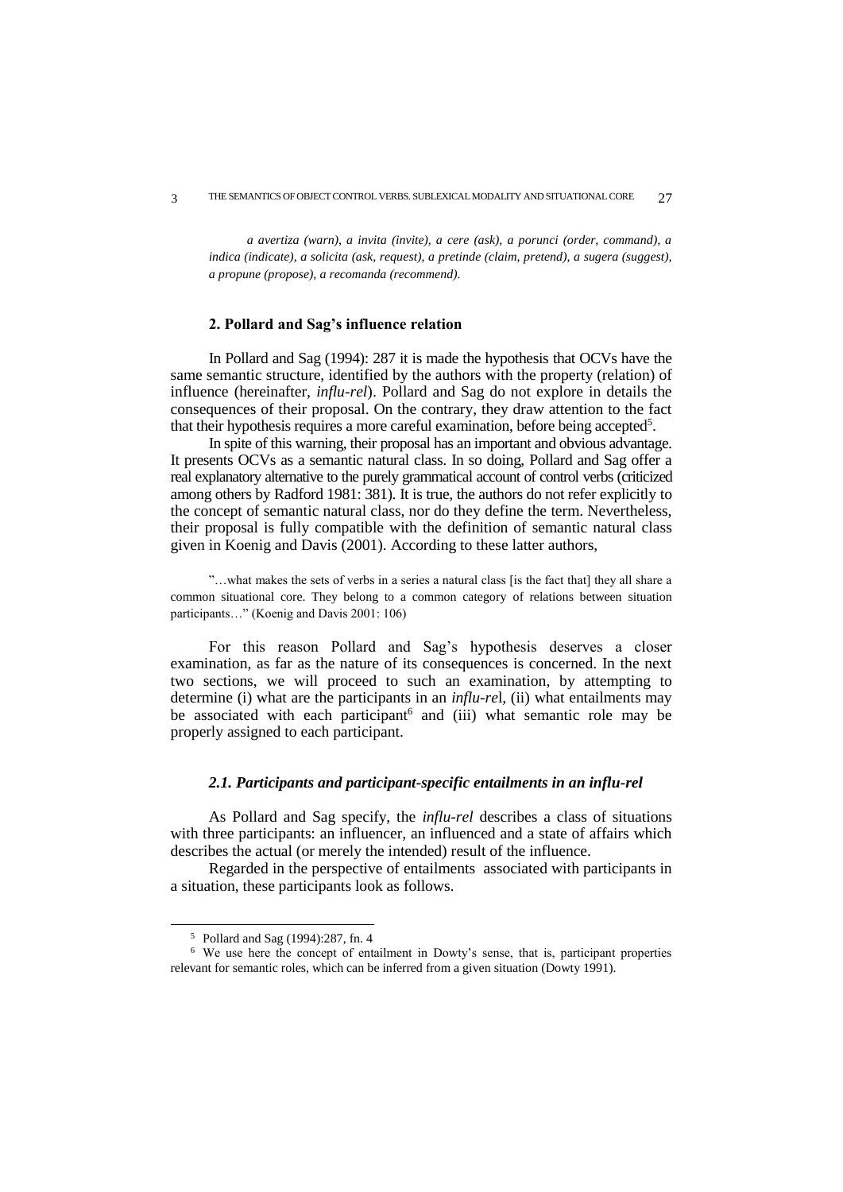*a avertiza (warn), a invita (invite), a cere (ask), a porunci (order, command), a indica (indicate), a solicita (ask, request), a pretinde (claim, pretend), a sugera (suggest), a propune (propose), a recomanda (recommend).*

## 2. Pollard and Sag's influence relation

In Pollard and Sag (1994): 287 it is made the hypothesis that OCVs have the same semantic structure, identified by the authors with the property (relation) of influence (hereinafter, *influ-rel*). Pollard and Sag do not explore in details the consequences of their proposal. On the contrary, they draw attention to the fact that their hypothesis requires a more careful examination, before being accepted[5].

In spite of this warning, their proposal has an important and obvious advantage. It presents OCVs as a semantic natural class. In so doing, Pollard and Sag offer a real explanatory alternative to the purely grammatical account of control verbs (criticized among others by Radford 1981: 381). It is true, the authors do not refer explicitly to the concept of semantic natural class, nor do they define the term. Nevertheless, their proposal is fully compatible with the definition of semantic natural class given in Koenig and Davis (2001). According to these latter authors,

> "…what makes the sets of verbs in a series a natural class [is the fact that] they all share a common situational core. They belong to a common category of relations between situation participants…" (Koenig and Davis 2001: 106)

For this reason Pollard and Sag's hypothesis deserves a closer examination, as far as the nature of its consequences is concerned. In the next two sections, we will proceed to such an examination, by attempting to determine (i) what are the participants in an *influ-re*l, (ii) what entailments may be associated with each participant[6] and (iii) what semantic role may be properly assigned to each participant.

### *2.1. Participants and participant-specific entailments in an influ-rel*

As Pollard and Sag specify, the *influ-rel* describes a class of situations with three participants: an influencer, an influenced and a state of affairs which describes the actual (or merely the intended) result of the influence.

Regarded in the perspective of entailments associated with participants in a situation, these participants look as follows.

---

[5] Pollard and Sag (1994):287, fn. 4

[6] We use here the concept of entailment in Dowty's sense, that is, participant properties relevant for semantic roles, which can be inferred from a given situation (Dowty 1991).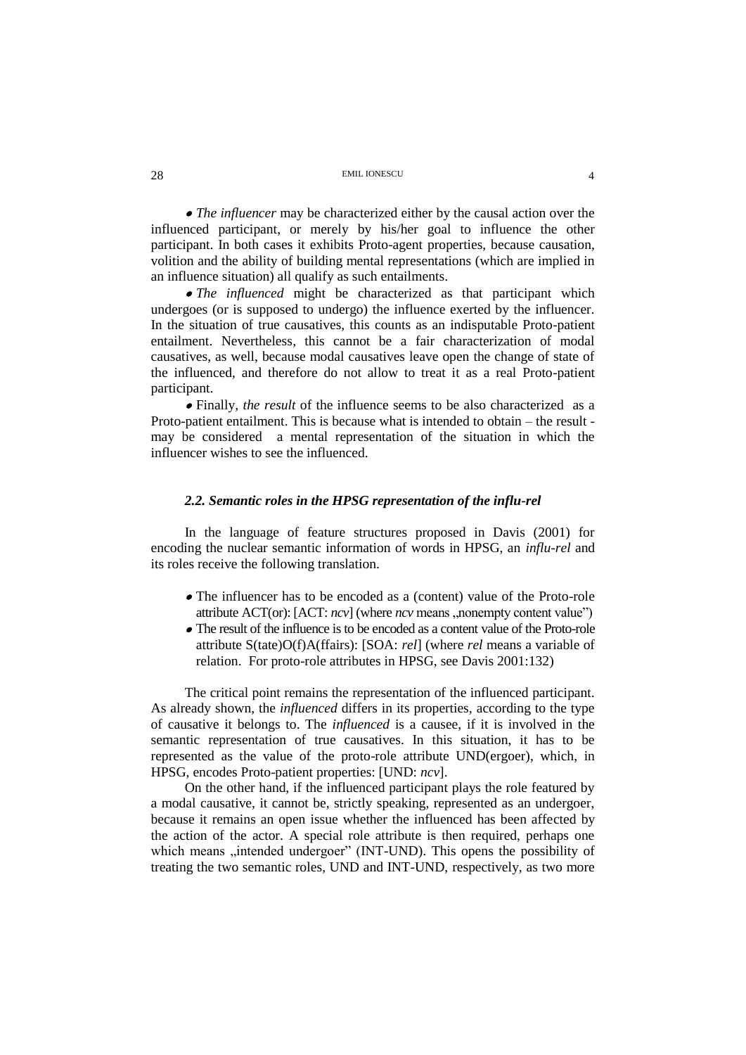- *The influencer* may be characterized either by the causal action over the influenced participant, or merely by his/her goal to influence the other participant. In both cases it exhibits Proto-agent properties, because causation, volition and the ability of building mental representations (which are implied in an influence situation) all qualify as such entailments.
- *The influenced* might be characterized as that participant which undergoes (or is supposed to undergo) the influence exerted by the influencer. In the situation of true causatives, this counts as an indisputable Proto-patient entailment. Nevertheless, this cannot be a fair characterization of modal causatives, as well, because modal causatives leave open the change of state of the influenced, and therefore do not allow to treat it as a real Proto-patient participant.
- Finally, *the result* of the influence seems to be also characterized as a Proto-patient entailment. This is because what is intended to obtain – the result - may be considered a mental representation of the situation in which the influencer wishes to see the influenced.

### *2.2. Semantic roles in the HPSG representation of the influ-rel*

In the language of feature structures proposed in Davis (2001) for encoding the nuclear semantic information of words in HPSG, an *influ-rel* and its roles receive the following translation.

- The influencer has to be encoded as a (content) value of the Proto-role attribute ACT(or): [ACT: *ncv*] (where *ncv* means „nonempty content value")
- The result of the influence is to be encoded as a content value of the Proto-role attribute S(tate)O(f)A(ffairs): [SOA: *rel*] (where *rel* means a variable of relation. For proto-role attributes in HPSG, see Davis 2001:132)

The critical point remains the representation of the influenced participant. As already shown, the *influenced* differs in its properties, according to the type of causative it belongs to. The *influenced* is a causee, if it is involved in the semantic representation of true causatives. In this situation, it has to be represented as the value of the proto-role attribute UND(ergoer), which, in HPSG, encodes Proto-patient properties: [UND: *ncv*].

On the other hand, if the influenced participant plays the role featured by a modal causative, it cannot be, strictly speaking, represented as an undergoer, because it remains an open issue whether the influenced has been affected by the action of the actor. A special role attribute is then required, perhaps one which means „intended undergoer" (INT-UND). This opens the possibility of treating the two semantic roles, UND and INT-UND, respectively, as two more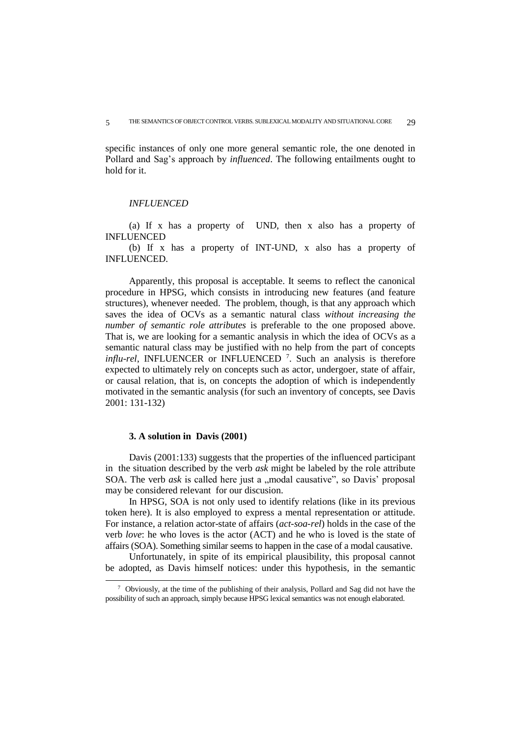specific instances of only one more general semantic role, the one denoted in Pollard and Sag's approach by *influenced*. The following entailments ought to hold for it.

*INFLUENCED*

(a) If x has a property of UND, then x also has a property of INFLUENCED

(b) If x has a property of INT-UND, x also has a property of INFLUENCED.

Apparently, this proposal is acceptable. It seems to reflect the canonical procedure in HPSG, which consists in introducing new features (and feature structures), whenever needed. The problem, though, is that any approach which saves the idea of OCVs as a semantic natural class *without increasing the number of semantic role attributes* is preferable to the one proposed above. That is, we are looking for a semantic analysis in which the idea of OCVs as a semantic natural class may be justified with no help from the part of concepts *influ-rel*, INFLUENCER or INFLUENCED [7]. Such an analysis is therefore expected to ultimately rely on concepts such as actor, undergoer, state of affair, or causal relation, that is, on concepts the adoption of which is independently motivated in the semantic analysis (for such an inventory of concepts, see Davis 2001: 131-132)

### 3. A solution in Davis (2001)

Davis (2001:133) suggests that the properties of the influenced participant in the situation described by the verb *ask* might be labeled by the role attribute SOA. The verb *ask* is called here just a „modal causative", so Davis' proposal may be considered relevant for our discusion.

In HPSG, SOA is not only used to identify relations (like in its previous token here). It is also employed to express a mental representation or attitude. For instance, a relation actor-state of affairs (*act-soa-rel*) holds in the case of the verb *love*: he who loves is the actor (ACT) and he who is loved is the state of affairs (SOA). Something similar seems to happen in the case of a modal causative.

Unfortunately, in spite of its empirical plausibility, this proposal cannot be adopted, as Davis himself notices: under this hypothesis, in the semantic

[7] Obviously, at the time of the publishing of their analysis, Pollard and Sag did not have the possibility of such an approach, simply because HPSG lexical semantics was not enough elaborated.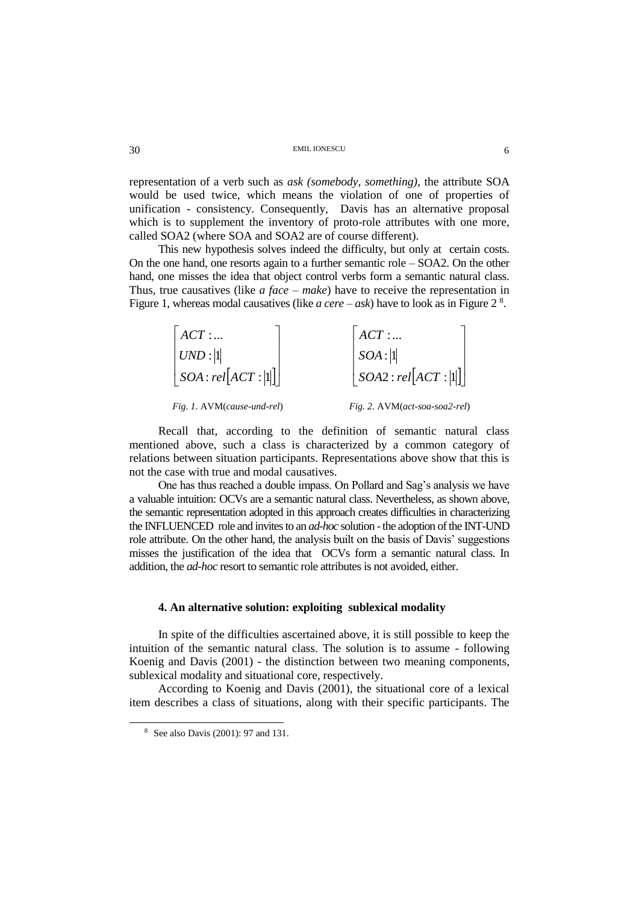representation of a verb such as *ask (somebody, something),* the attribute SOA would be used twice, which means the violation of one of properties of unification - consistency. Consequently, Davis has an alternative proposal which is to supplement the inventory of proto-role attributes with one more, called SOA2 (where SOA and SOA2 are of course different).

This new hypothesis solves indeed the difficulty, but only at certain costs. On the one hand, one resorts again to a further semantic role – SOA2. On the other hand, one misses the idea that object control verbs form a semantic natural class. Thus, true causatives (like *a face – make*) have to receive the representation in Figure 1, whereas modal causatives (like *a cere – ask*) have to look as in Figure 2 [8].

$$\begin{bmatrix} ACT: ... \\ UND: |1| \\ SOA: rel\big[ACT: |1|\big] \end{bmatrix} \qquad \qquad \begin{bmatrix} ACT: ... \\ SOA: |1| \\ SOA2: rel\big[ACT: |1|\big] \end{bmatrix}$$

*Fig. 1.* AVM(*cause-und-rel*) *Fig. 2.* AVM(*act-soa-soa2-rel*)

Recall that, according to the definition of semantic natural class mentioned above, such a class is characterized by a common category of relations between situation participants. Representations above show that this is not the case with true and modal causatives.

One has thus reached a double impass. On Pollard and Sag's analysis we have a valuable intuition: OCVs are a semantic natural class. Nevertheless, as shown above, the semantic representation adopted in this approach creates difficulties in characterizing the INFLUENCED role and invites to an *ad-hoc* solution - the adoption of the INT-UND role attribute. On the other hand, the analysis built on the basis of Davis' suggestions misses the justification of the idea that OCVs form a semantic natural class. In addition, the *ad-hoc* resort to semantic role attributes is not avoided, either.

#### 4. An alternative solution: exploiting sublexical modality

In spite of the difficulties ascertained above, it is still possible to keep the intuition of the semantic natural class. The solution is to assume - following Koenig and Davis (2001) - the distinction between two meaning components, sublexical modality and situational core, respectively.

According to Koenig and Davis (2001), the situational core of a lexical item describes a class of situations, along with their specific participants. The

[8] See also Davis (2001): 97 and 131.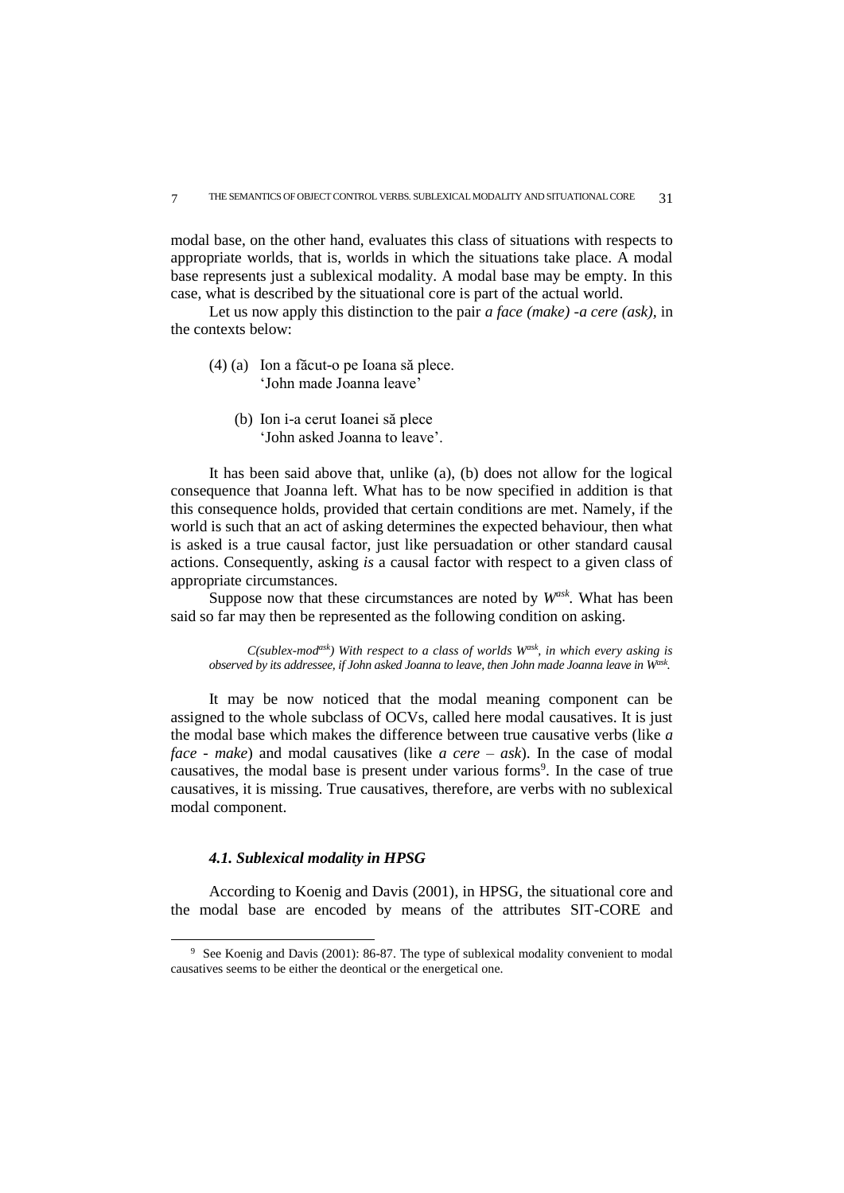modal base, on the other hand, evaluates this class of situations with respects to appropriate worlds, that is, worlds in which the situations take place. A modal base represents just a sublexical modality. A modal base may be empty. In this case, what is described by the situational core is part of the actual world.

Let us now apply this distinction to the pair *a face (make) -a cere (ask)*, in the contexts below:

(4) (a) Ion a făcut-o pe Ioana să plece.
'John made Joanna leave'

(b) Ion i-a cerut Ioanei să plece
'John asked Joanna to leave'.

It has been said above that, unlike (a), (b) does not allow for the logical consequence that Joanna left. What has to be now specified in addition is that this consequence holds, provided that certain conditions are met. Namely, if the world is such that an act of asking determines the expected behaviour, then what is asked is a true causal factor, just like persuadation or other standard causal actions. Consequently, asking *is* a causal factor with respect to a given class of appropriate circumstances.

Suppose now that these circumstances are noted by $W^{ask}$. What has been said so far may then be represented as the following condition on asking.

> *C(sublex-mod$^{ask}$) With respect to a class of worlds $W^{ask}$, in which every asking is observed by its addressee, if John asked Joanna to leave, then John made Joanna leave in $W^{ask}$.*

It may be now noticed that the modal meaning component can be assigned to the whole subclass of OCVs, called here modal causatives. It is just the modal base which makes the difference between true causative verbs (like *a face - make*) and modal causatives (like *a cere – ask*). In the case of modal causatives, the modal base is present under various forms[9]. In the case of true causatives, it is missing. True causatives, therefore, are verbs with no sublexical modal component.

### *4.1. Sublexical modality in HPSG*

According to Koenig and Davis (2001), in HPSG, the situational core and the modal base are encoded by means of the attributes SIT-CORE and

---

[9] See Koenig and Davis (2001): 86-87. The type of sublexical modality convenient to modal causatives seems to be either the deontical or the energetical one.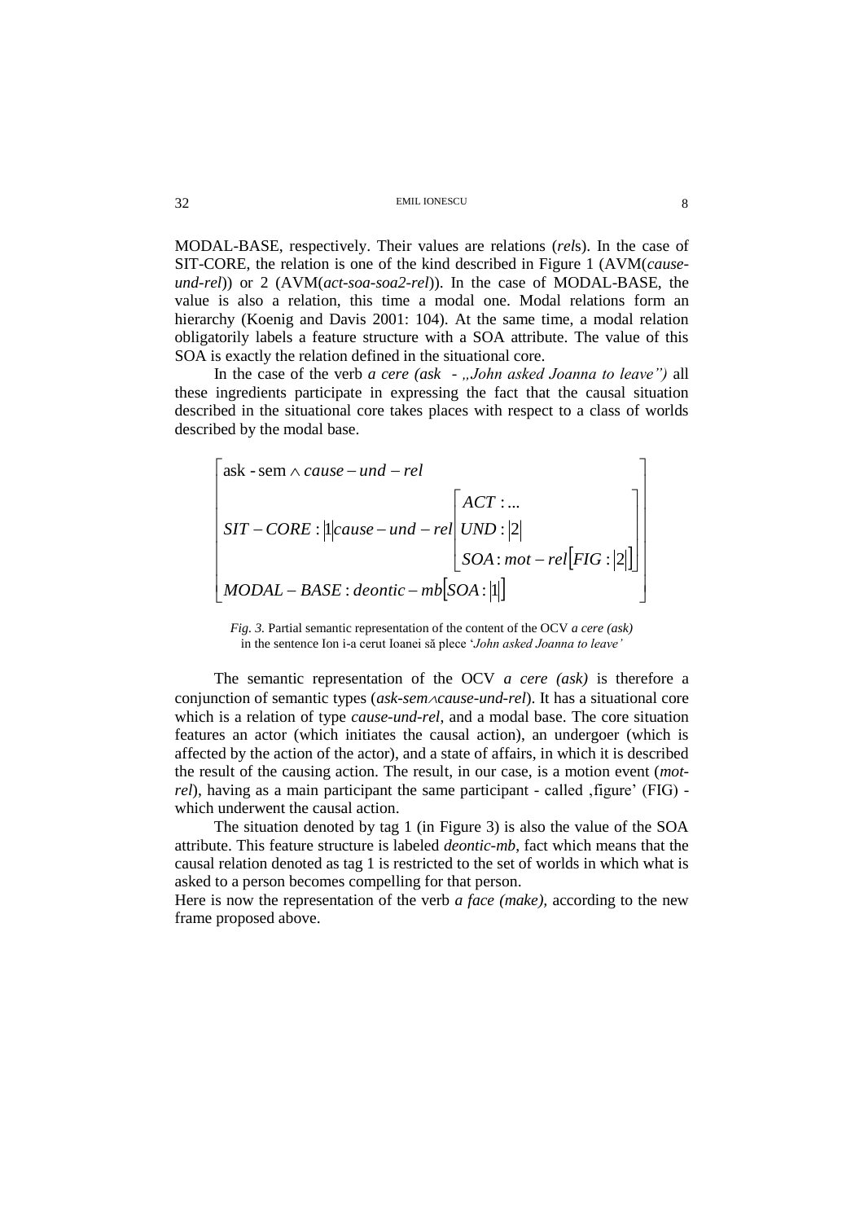MODAL-BASE, respectively. Their values are relations (*rels*). In the case of SIT-CORE, the relation is one of the kind described in Figure 1 (AVM(*cause-und-rel*)) or 2 (AVM(*act-soa-soa2-rel*)). In the case of MODAL-BASE, the value is also a relation, this time a modal one. Modal relations form an hierarchy (Koenig and Davis 2001: 104). At the same time, a modal relation obligatorily labels a feature structure with a SOA attribute. The value of this SOA is exactly the relation defined in the situational core.

In the case of the verb *a cere (ask - „John asked Joanna to leave")* all these ingredients participate in expressing the fact that the causal situation described in the situational core takes places with respect to a class of worlds described by the modal base.

$$\begin{bmatrix} \text{ask-sem} \wedge cause-und-rel \\ SIT-CORE : \boxed{1} cause-und-rel \begin{bmatrix} ACT : ... \\ UND : \boxed{2} \\ SOA : mot-rel \left[ FIG : \boxed{2} \right] \end{bmatrix} \\ MODAL-BASE : deontic-mb \left[ SOA : \boxed{1} \right] \end{bmatrix}$$

*Fig. 3.* Partial semantic representation of the content of the OCV *a cere (ask)* in the sentence Ion i-a cerut Ioanei să plece '*John asked Joanna to leave'*

The semantic representation of the OCV *a cere (ask)* is therefore a conjunction of semantic types (*ask-sem*$\wedge$*cause-und-rel*). It has a situational core which is a relation of type *cause-und-rel*, and a modal base. The core situation features an actor (which initiates the causal action), an undergoer (which is affected by the action of the actor), and a state of affairs, in which it is described the result of the causing action. The result, in our case, is a motion event (*mot-rel*), having as a main participant the same participant - called ‚figure' (FIG) - which underwent the causal action.

The situation denoted by tag 1 (in Figure 3) is also the value of the SOA attribute. This feature structure is labeled *deontic-mb*, fact which means that the causal relation denoted as tag 1 is restricted to the set of worlds in which what is asked to a person becomes compelling for that person.

Here is now the representation of the verb *a face (make)*, according to the new frame proposed above.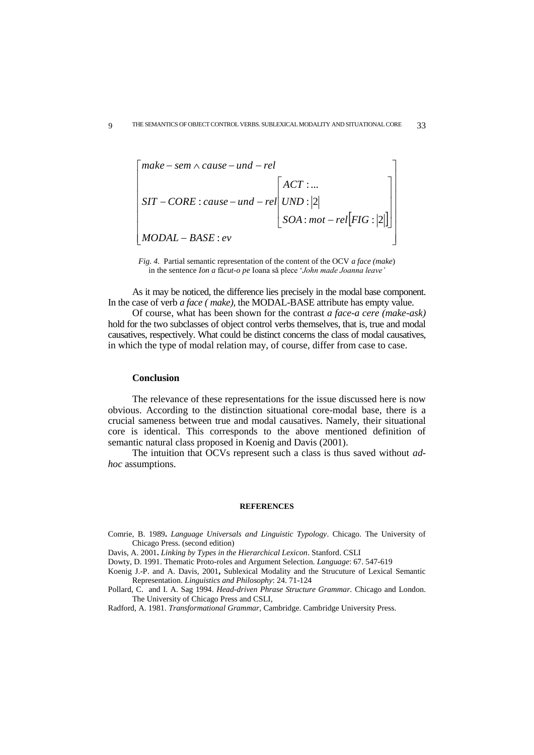$$\begin{bmatrix} make-sem \wedge cause-und-rel \\ SIT-CORE: cause-und-rel \begin{bmatrix} ACT: ... \\ UND: |2| \\ SOA: mot-rel\big[FIG: |2|\big] \end{bmatrix} \\ MODAL-BASE: ev \end{bmatrix}$$

*Fig. 4.* Partial semantic representation of the content of the OCV *a face (make*) in the sentence *Ion a* f*ăcut-o pe* Ioana să plece '*John made Joanna leave'*

As it may be noticed, the difference lies precisely in the modal base component. In the case of verb *a face ( make),* the MODAL-BASE attribute has empty value.

Of course, what has been shown for the contrast *a face-a cere (make-ask)* hold for the two subclasses of object control verbs themselves, that is, true and modal causatives, respectively. What could be distinct concerns the class of modal causatives, in which the type of modal relation may, of course, differ from case to case.

## Conclusion

The relevance of these representations for the issue discussed here is now obvious. According to the distinction situational core-modal base, there is a crucial sameness between true and modal causatives. Namely, their situational core is identical. This corresponds to the above mentioned definition of semantic natural class proposed in Koenig and Davis (2001).

The intuition that OCVs represent such a class is thus saved without *ad-hoc* assumptions.

### REFERENCES

Comrie, B. 1989**.** *Language Universals and Linguistic Typology*. Chicago. The University of Chicago Press. (second edition)

Davis, A. 2001**.** *Linking by Types in the Hierarchical Lexicon*. Stanford. CSLI

Dowty, D. 1991. Thematic Proto-roles and Argument Selection. *Language*: 67. 547-619

Koenig J.-P. and A. Davis, 2001**,** Sublexical Modality and the Strucuture of Lexical Semantic Representation. *Linguistics and Philosophy*: 24. 71-124

Pollard, C. and I. A. Sag 1994. *Head-driven Phrase Structure Grammar.* Chicago and London. The University of Chicago Press and CSLI,

Radford, A. 1981. *Transformational Grammar*, Cambridge. Cambridge University Press.